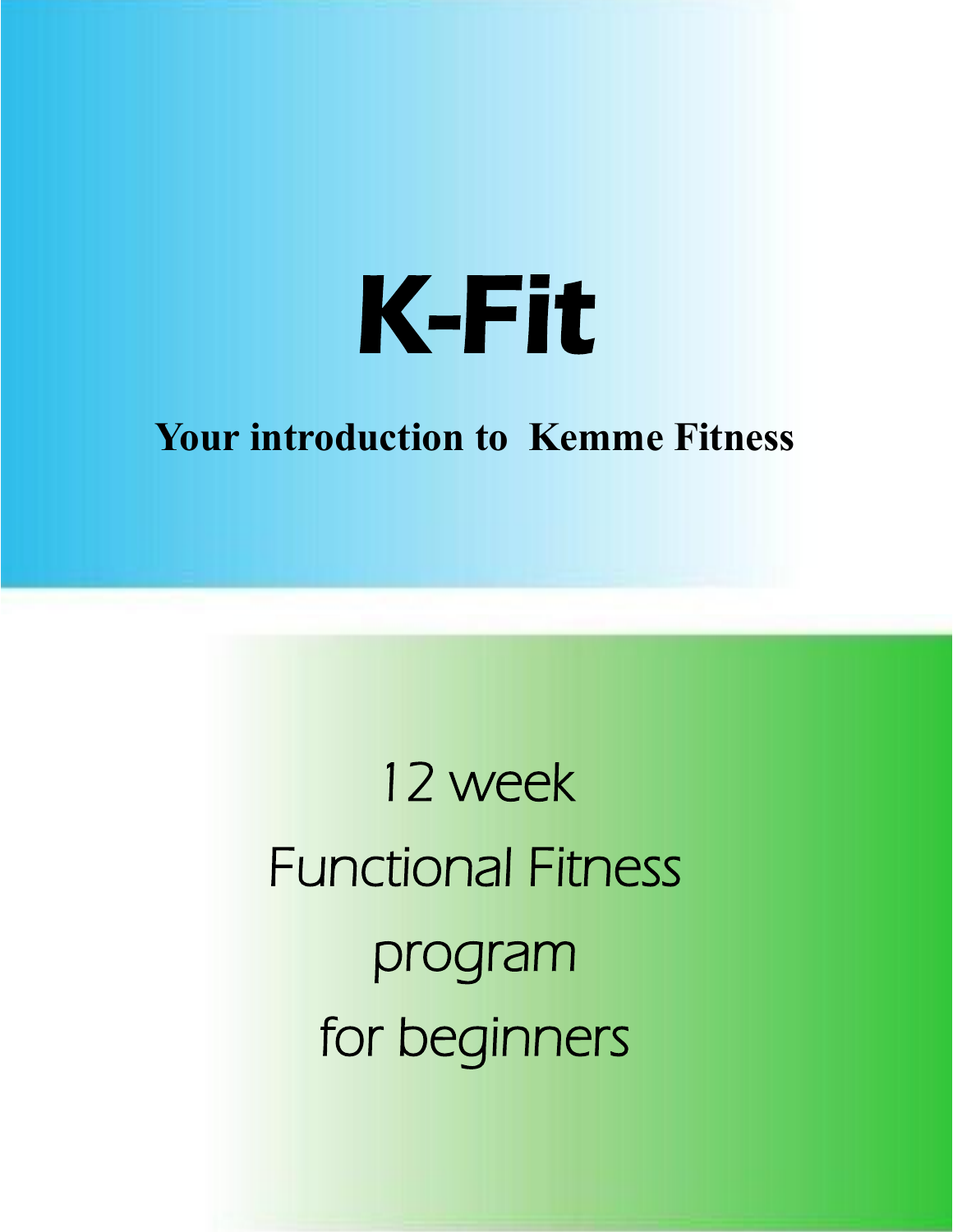# K-Fit

**Your introduction to Kemme Fitness**

12 week
Functional Fitness
program
for beginners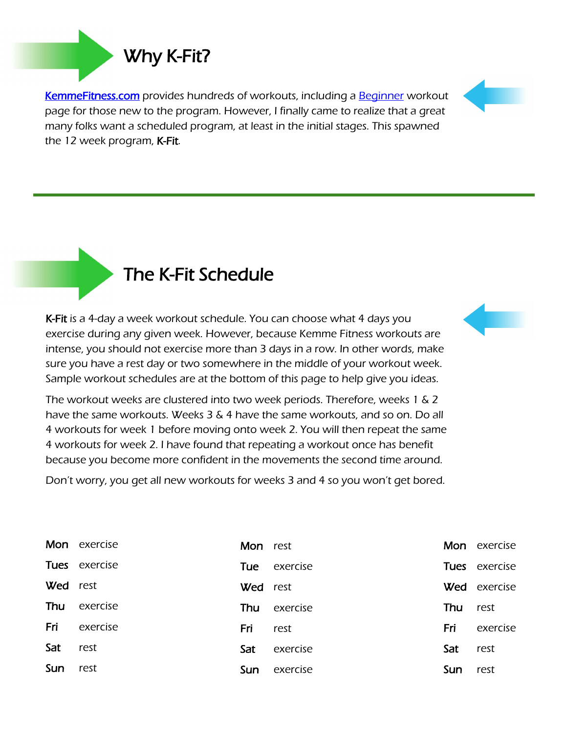# Why K-Fit?

[KemmeFitness.com](KemmeFitness.com) provides hundreds of workouts, including a [Beginner]() workout page for those new to the program. However, I finally came to realize that a great many folks want a scheduled program, at least in the initial stages. This spawned the 12 week program, **K-Fit**.

---

# The K-Fit Schedule

**K-Fit** is a 4-day a week workout schedule. You can choose what 4 days you exercise during any given week. However, because Kemme Fitness workouts are intense, you should not exercise more than 3 days in a row. In other words, make sure you have a rest day or two somewhere in the middle of your workout week. Sample workout schedules are at the bottom of this page to help give you ideas.

The workout weeks are clustered into two week periods. Therefore, weeks 1 & 2 have the same workouts. Weeks 3 & 4 have the same workouts, and so on. Do all 4 workouts for week 1 before moving onto week 2. You will then repeat the same 4 workouts for week 2. I have found that repeating a workout once has benefit because you become more confident in the movements the second time around.

Don't worry, you get all new workouts for weeks 3 and 4 so you won't get bored.

| | |
|---|---|
| **Mon** | exercise |
| **Tues** | exercise |
| **Wed** | rest |
| **Thu** | exercise |
| **Fri** | exercise |
| **Sat** | rest |
| **Sun** | rest |

| | |
|---|---|
| **Mon** | rest |
| **Tue** | exercise |
| **Wed** | rest |
| **Thu** | exercise |
| **Fri** | rest |
| **Sat** | exercise |
| **Sun** | exercise |

| | |
|---|---|
| **Mon** | exercise |
| **Tues** | exercise |
| **Wed** | exercise |
| **Thu** | rest |
| **Fri** | exercise |
| **Sat** | rest |
| **Sun** | rest |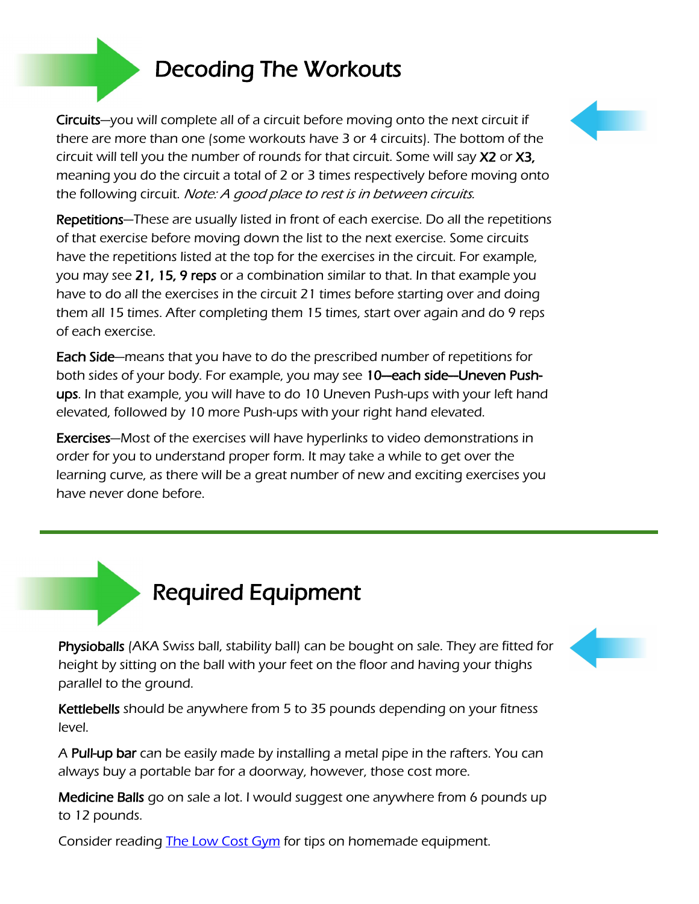## Decoding The Workouts

**Circuits**—you will complete all of a circuit before moving onto the next circuit if there are more than one (some workouts have 3 or 4 circuits). The bottom of the circuit will tell you the number of rounds for that circuit. Some will say **X2** or **X3,** meaning you do the circuit a total of 2 or 3 times respectively before moving onto the following circuit. *Note: A good place to rest is in between circuits.*

**Repetitions**—These are usually listed in front of each exercise. Do all the repetitions of that exercise before moving down the list to the next exercise. Some circuits have the repetitions listed at the top for the exercises in the circuit. For example, you may see **21, 15, 9 reps** or a combination similar to that. In that example you have to do all the exercises in the circuit 21 times before starting over and doing them all 15 times. After completing them 15 times, start over again and do 9 reps of each exercise.

**Each Side**—means that you have to do the prescribed number of repetitions for both sides of your body. For example, you may see **10—each side—Uneven Push-ups**. In that example, you will have to do 10 Uneven Push-ups with your left hand elevated, followed by 10 more Push-ups with your right hand elevated.

**Exercises**—Most of the exercises will have hyperlinks to video demonstrations in order for you to understand proper form. It may take a while to get over the learning curve, as there will be a great number of new and exciting exercises you have never done before.

---

## Required Equipment

**Physioballs** (AKA Swiss ball, stability ball) can be bought on sale. They are fitted for height by sitting on the ball with your feet on the floor and having your thighs parallel to the ground.

**Kettlebells** should be anywhere from 5 to 35 pounds depending on your fitness level.

A **Pull-up bar** can be easily made by installing a metal pipe in the rafters. You can always buy a portable bar for a doorway, however, those cost more.

**Medicine Balls** go on sale a lot. I would suggest one anywhere from 6 pounds up to 12 pounds.

Consider reading The Low Cost Gym for tips on homemade equipment.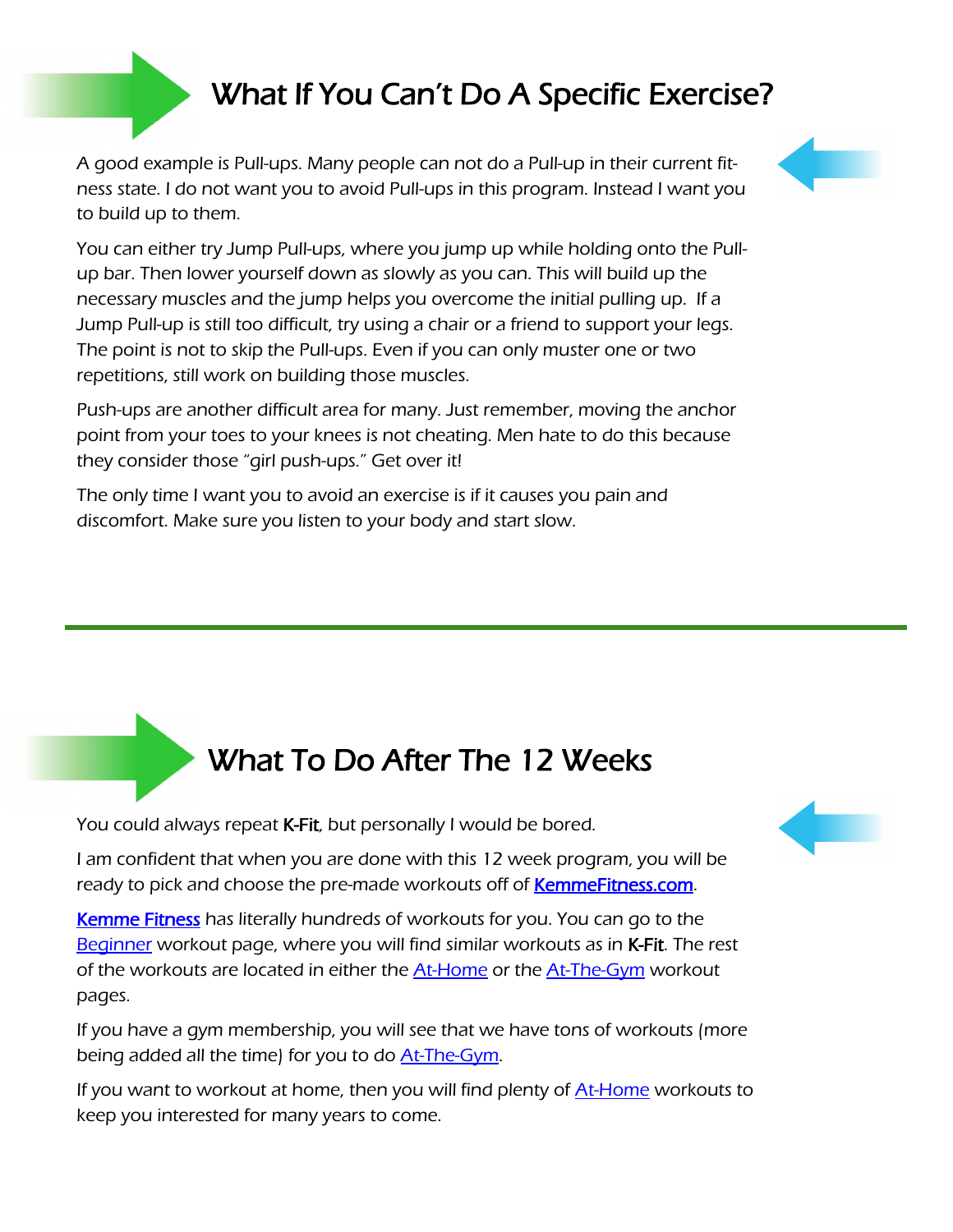## What If You Can't Do A Specific Exercise?

A good example is Pull-ups. Many people can not do a Pull-up in their current fitness state. I do not want you to avoid Pull-ups in this program. Instead I want you to build up to them.

You can either try Jump Pull-ups, where you jump up while holding onto the Pull-up bar. Then lower yourself down as slowly as you can. This will build up the necessary muscles and the jump helps you overcome the initial pulling up. If a Jump Pull-up is still too difficult, try using a chair or a friend to support your legs. The point is not to skip the Pull-ups. Even if you can only muster one or two repetitions, still work on building those muscles.

Push-ups are another difficult area for many. Just remember, moving the anchor point from your toes to your knees is not cheating. Men hate to do this because they consider those "girl push-ups." Get over it!

The only time I want you to avoid an exercise is if it causes you pain and discomfort. Make sure you listen to your body and start slow.

---

## What To Do After The 12 Weeks

You could always repeat **K-Fit**, but personally I would be bored.

I am confident that when you are done with this 12 week program, you will be ready to pick and choose the pre-made workouts off of [KemmeFitness.com](KemmeFitness.com).

[Kemme Fitness](Kemme Fitness) has literally hundreds of workouts for you. You can go to the [Beginner](Beginner) workout page, where you will find similar workouts as in **K-Fit**. The rest of the workouts are located in either the [At-Home](At-Home) or the [At-The-Gym](At-The-Gym) workout pages.

If you have a gym membership, you will see that we have tons of workouts (more being added all the time) for you to do [At-The-Gym](At-The-Gym).

If you want to workout at home, then you will find plenty of [At-Home](At-Home) workouts to keep you interested for many years to come.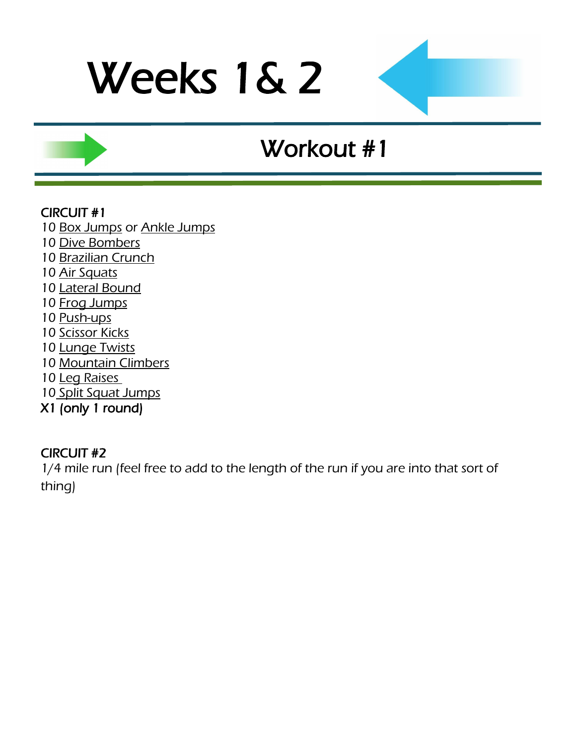# Weeks 1& 2

## Workout #1

CIRCUIT #1
10 Box Jumps or Ankle Jumps
10 Dive Bombers
10 Brazilian Crunch
10 Air Squats
10 Lateral Bound
10 Frog Jumps
10 Push-ups
10 Scissor Kicks
10 Lunge Twists
10 Mountain Climbers
10 Leg Raises
10 Split Squat Jumps
X1 (only 1 round)

CIRCUIT #2
1/4 mile run (feel free to add to the length of the run if you are into that sort of thing)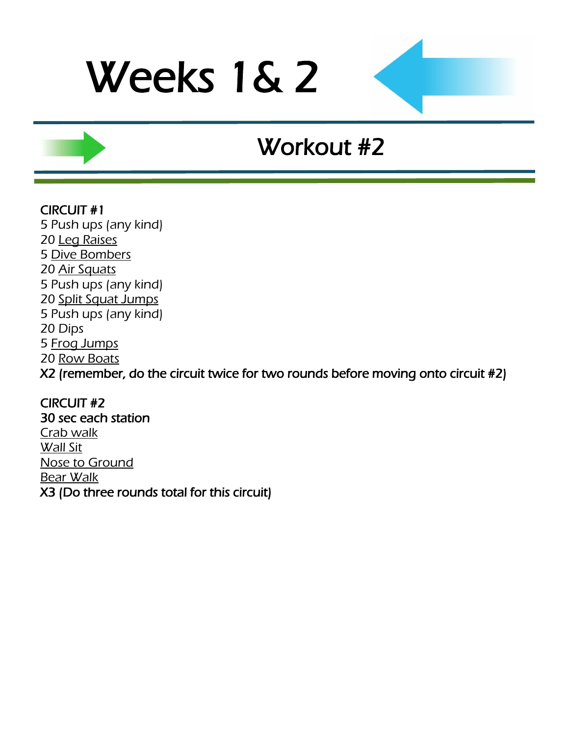# Weeks 1& 2

## Workout #2

CIRCUIT #1
5 Push ups (any kind)
20 Leg Raises
5 Dive Bombers
20 Air Squats
5 Push ups (any kind)
20 Split Squat Jumps
5 Push ups (any kind)
20 Dips
5 Frog Jumps
20 Row Boats
X2 (remember, do the circuit twice for two rounds before moving onto circuit #2)

CIRCUIT #2
30 sec each station
Crab walk
Wall Sit
Nose to Ground
Bear Walk
X3 (Do three rounds total for this circuit)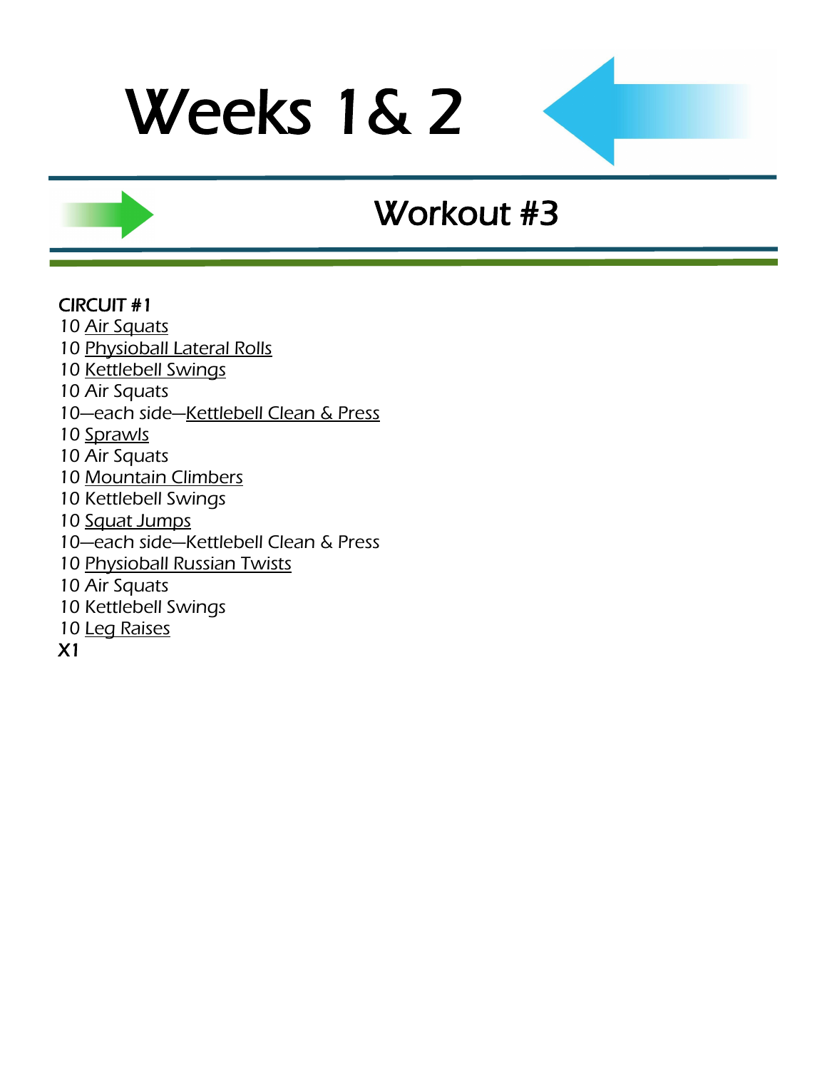# Weeks 1& 2

## Workout #3

CIRCUIT #1

10 Air Squats
10 Physioball Lateral Rolls
10 Kettlebell Swings
10 Air Squats
10—each side—Kettlebell Clean & Press
10 Sprawls
10 Air Squats
10 Mountain Climbers
10 Kettlebell Swings
10 Squat Jumps
10—each side—Kettlebell Clean & Press
10 Physioball Russian Twists
10 Air Squats
10 Kettlebell Swings
10 Leg Raises

X1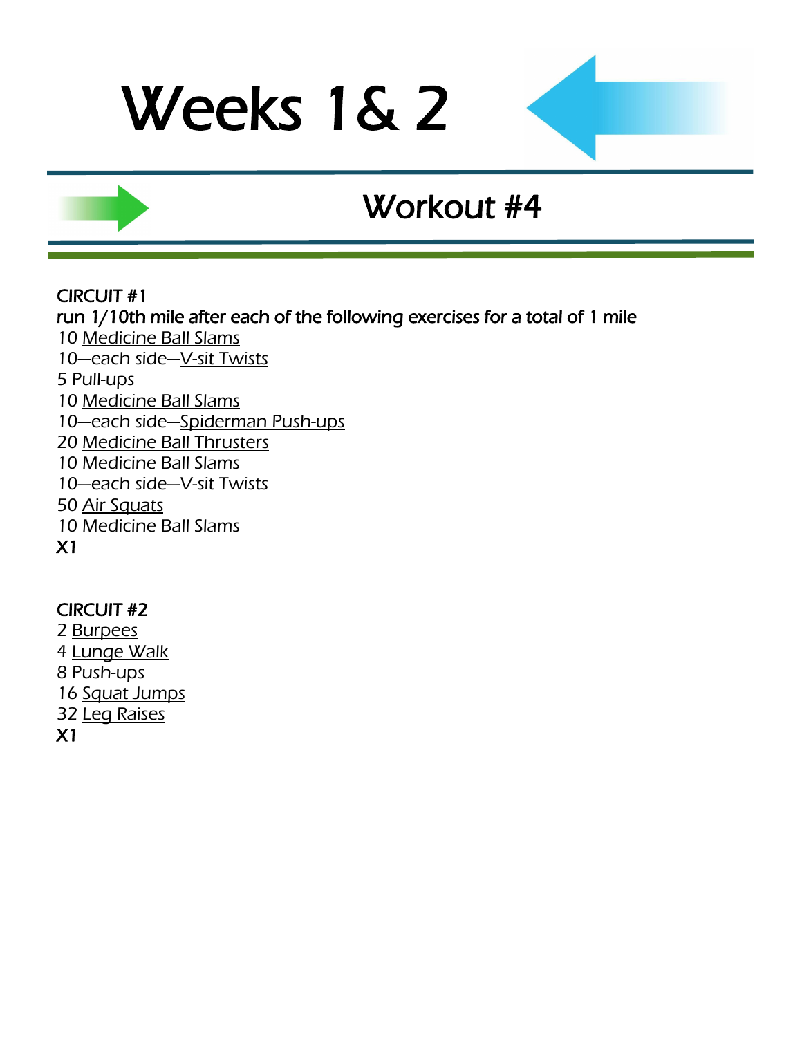# Weeks 1& 2

## Workout #4

**CIRCUIT #1**
**run 1/10th mile after each of the following exercises for a total of 1 mile**
10 Medicine Ball Slams
10—each side—V-sit Twists
5 Pull-ups
10 Medicine Ball Slams
10—each side—Spiderman Push-ups
20 Medicine Ball Thrusters
10 Medicine Ball Slams
10—each side—V-sit Twists
50 Air Squats
10 Medicine Ball Slams
**X1**

**CIRCUIT #2**
2 Burpees
4 Lunge Walk
8 Push-ups
16 Squat Jumps
32 Leg Raises
**X1**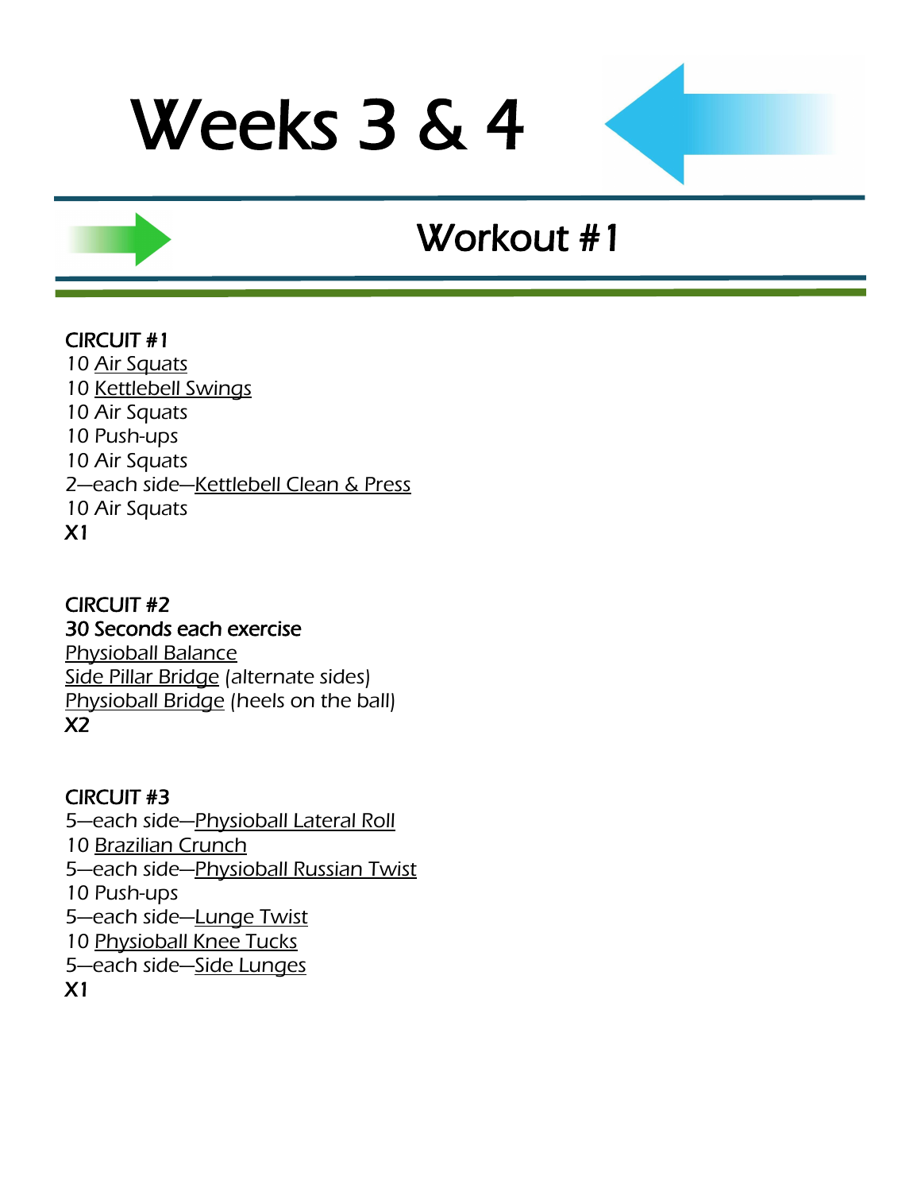# Weeks 3 & 4

## Workout #1

**CIRCUIT #1**
10 Air Squats
10 Kettlebell Swings
10 Air Squats
10 Push-ups
10 Air Squats
2—each side—Kettlebell Clean & Press
10 Air Squats
**X1**

**CIRCUIT #2**
**30 Seconds each exercise**
Physioball Balance
Side Pillar Bridge (alternate sides)
Physioball Bridge (heels on the ball)
**X2**

**CIRCUIT #3**
5—each side—Physioball Lateral Roll
10 Brazilian Crunch
5—each side—Physioball Russian Twist
10 Push-ups
5—each side—Lunge Twist
10 Physioball Knee Tucks
5—each side—Side Lunges
**X1**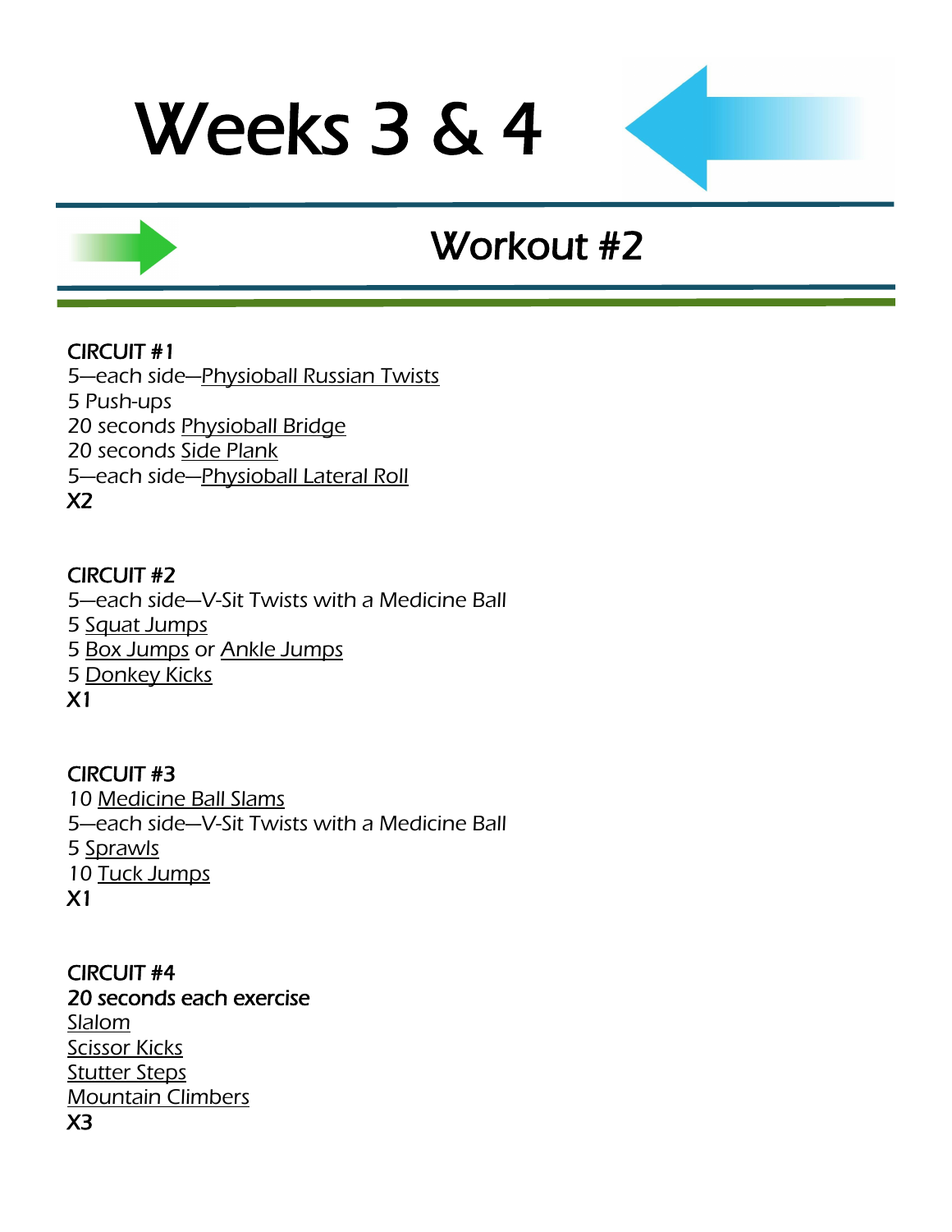# Weeks 3 & 4

## Workout #2

**CIRCUIT #1**
5—each side—Physioball Russian Twists
5 Push-ups
20 seconds Physioball Bridge
20 seconds Side Plank
5—each side—Physioball Lateral Roll
**X2**

**CIRCUIT #2**
5—each side—V-Sit Twists with a Medicine Ball
5 Squat Jumps
5 Box Jumps or Ankle Jumps
5 Donkey Kicks
**X1**

**CIRCUIT #3**
10 Medicine Ball Slams
5—each side—V-Sit Twists with a Medicine Ball
5 Sprawls
10 Tuck Jumps
**X1**

**CIRCUIT #4**
**20 seconds each exercise**
Slalom
Scissor Kicks
Stutter Steps
Mountain Climbers
**X3**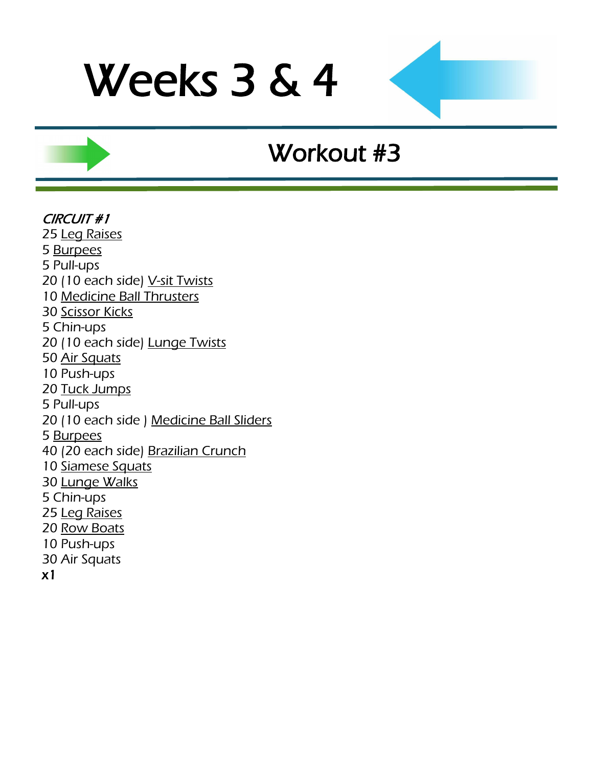# Weeks 3 & 4

## Workout #3

*CIRCUIT #1*

25 Leg Raises
5 Burpees
5 Pull-ups
20 (10 each side) V-sit Twists
10 Medicine Ball Thrusters
30 Scissor Kicks
5 Chin-ups
20 (10 each side) Lunge Twists
50 Air Squats
10 Push-ups
20 Tuck Jumps
5 Pull-ups
20 (10 each side ) Medicine Ball Sliders
5 Burpees
40 (20 each side) Brazilian Crunch
10 Siamese Squats
30 Lunge Walks
5 Chin-ups
25 Leg Raises
20 Row Boats
10 Push-ups
30 Air Squats
x1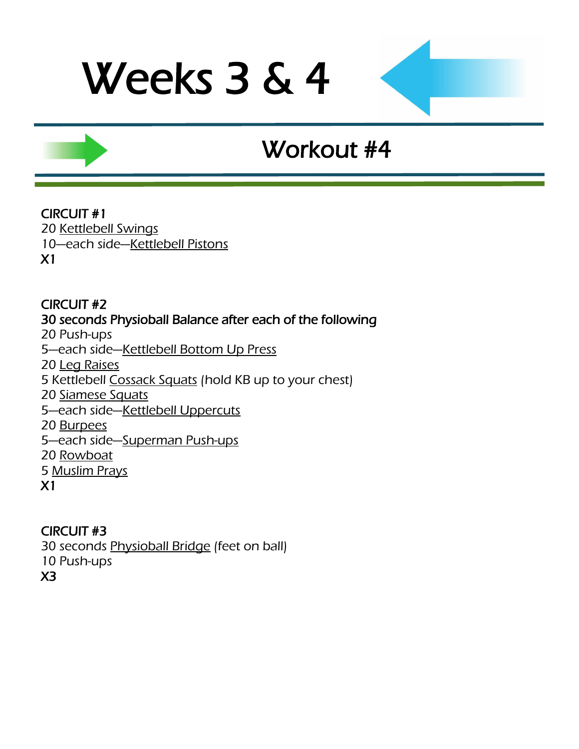# Weeks 3 & 4

## Workout #4

CIRCUIT #1
20 Kettlebell Swings
10—each side—Kettlebell Pistons
X1

CIRCUIT #2
30 seconds Physioball Balance after each of the following
20 Push-ups
5—each side—Kettlebell Bottom Up Press
20 Leg Raises
5 Kettlebell Cossack Squats (hold KB up to your chest)
20 Siamese Squats
5—each side—Kettlebell Uppercuts
20 Burpees
5—each side—Superman Push-ups
20 Rowboat
5 Muslim Prays
X1

CIRCUIT #3
30 seconds Physioball Bridge (feet on ball)
10 Push-ups
X3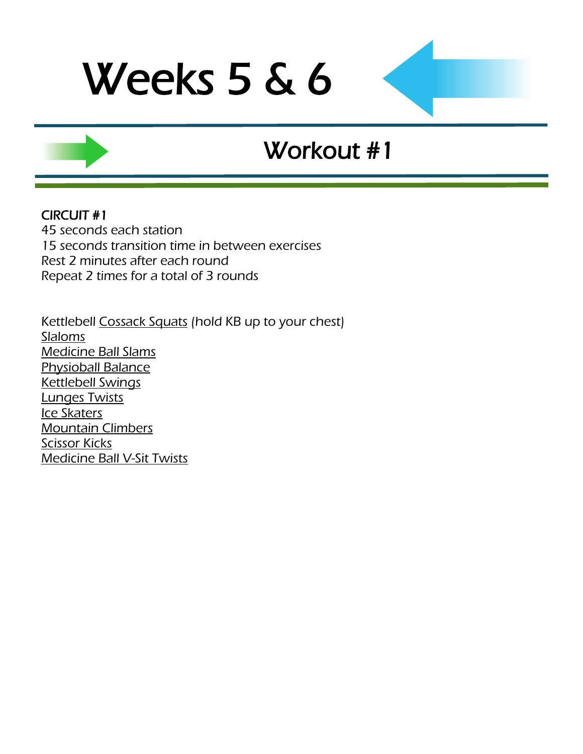# Weeks 5 & 6

## Workout #1

**CIRCUIT #1**
45 seconds each station
15 seconds transition time in between exercises
Rest 2 minutes after each round
Repeat 2 times for a total of 3 rounds

Kettlebell Cossack Squats (hold KB up to your chest)
Slaloms
Medicine Ball Slams
Physioball Balance
Kettlebell Swings
Lunges Twists
Ice Skaters
Mountain Climbers
Scissor Kicks
Medicine Ball V-Sit Twists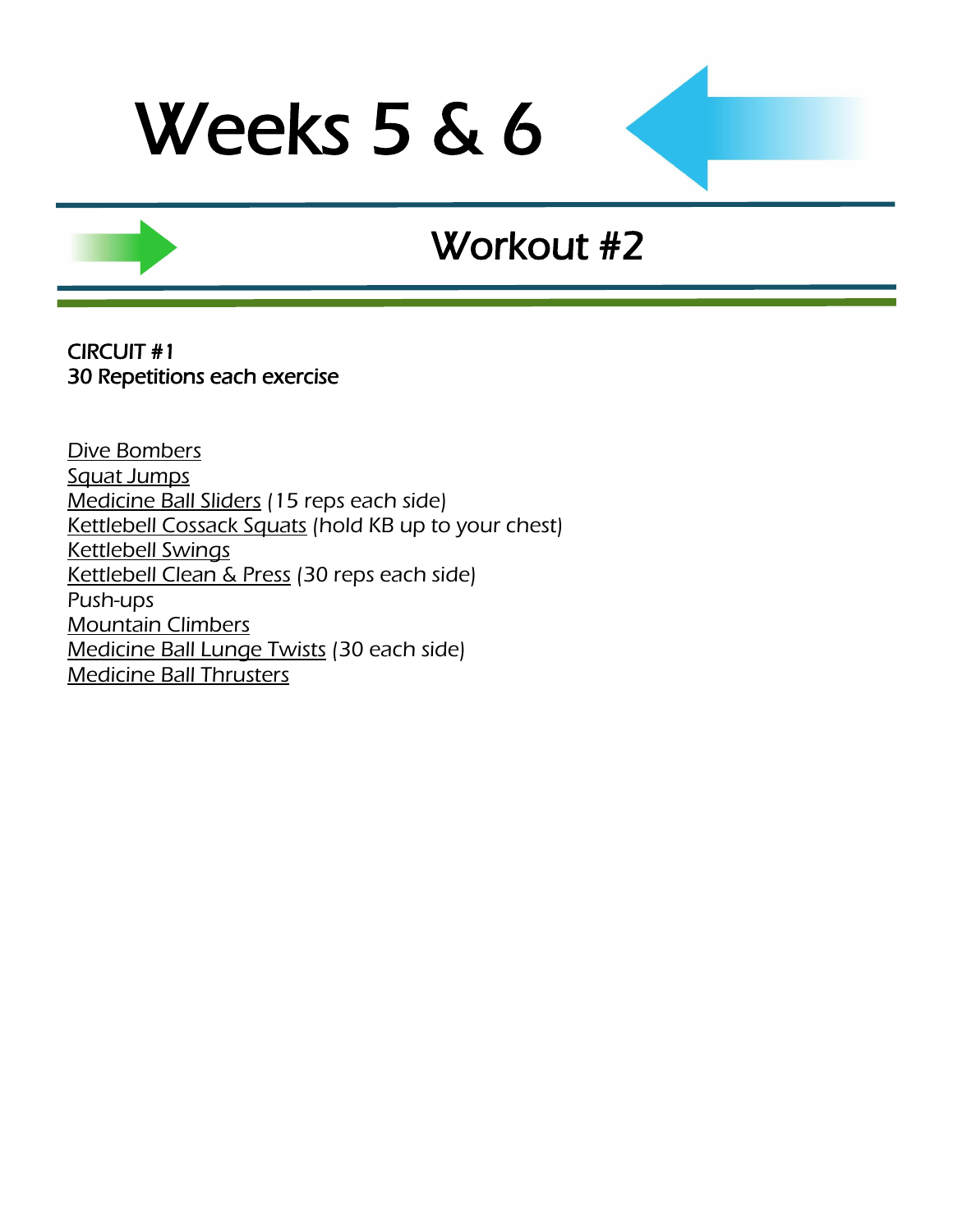# Weeks 5 & 6

## Workout #2

CIRCUIT #1
30 Repetitions each exercise

Dive Bombers
Squat Jumps
Medicine Ball Sliders (15 reps each side)
Kettlebell Cossack Squats (hold KB up to your chest)
Kettlebell Swings
Kettlebell Clean & Press (30 reps each side)
Push-ups
Mountain Climbers
Medicine Ball Lunge Twists (30 each side)
Medicine Ball Thrusters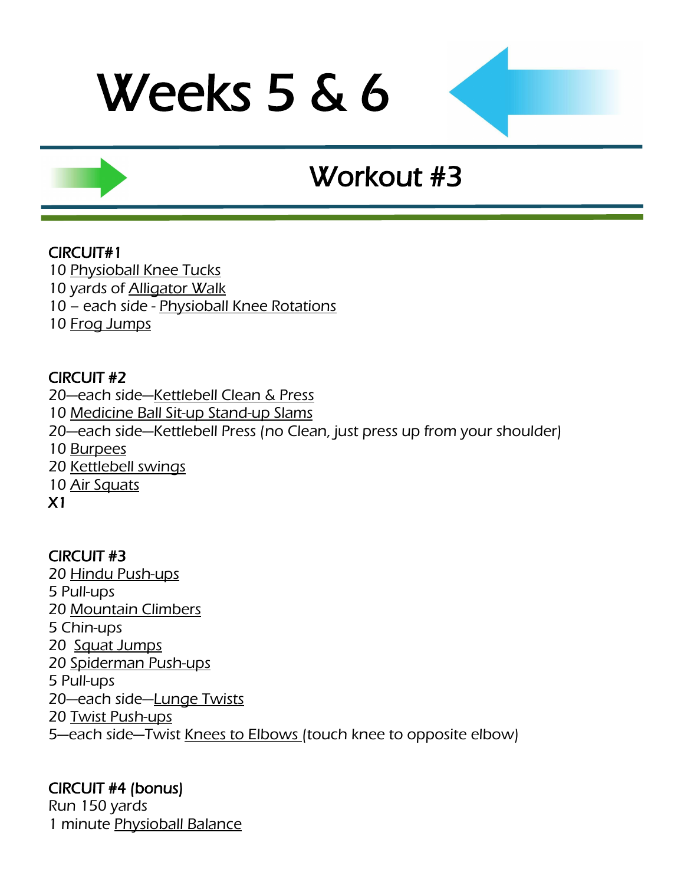# Weeks 5 & 6

## Workout #3

**CIRCUIT#1**

10 Physioball Knee Tucks
10 yards of Alligator Walk
10 – each side - Physioball Knee Rotations
10 Frog Jumps

**CIRCUIT #2**

20—each side—Kettlebell Clean & Press
10 Medicine Ball Sit-up Stand-up Slams
20—each side—Kettlebell Press (no Clean, just press up from your shoulder)
10 Burpees
20 Kettlebell swings
10 Air Squats
**X1**

**CIRCUIT #3**

20 Hindu Push-ups
5 Pull-ups
20 Mountain Climbers
5 Chin-ups
20 Squat Jumps
20 Spiderman Push-ups
5 Pull-ups
20—each side—Lunge Twists
20 Twist Push-ups
5—each side—Twist Knees to Elbows (touch knee to opposite elbow)

**CIRCUIT #4 (bonus)**

Run 150 yards
1 minute Physioball Balance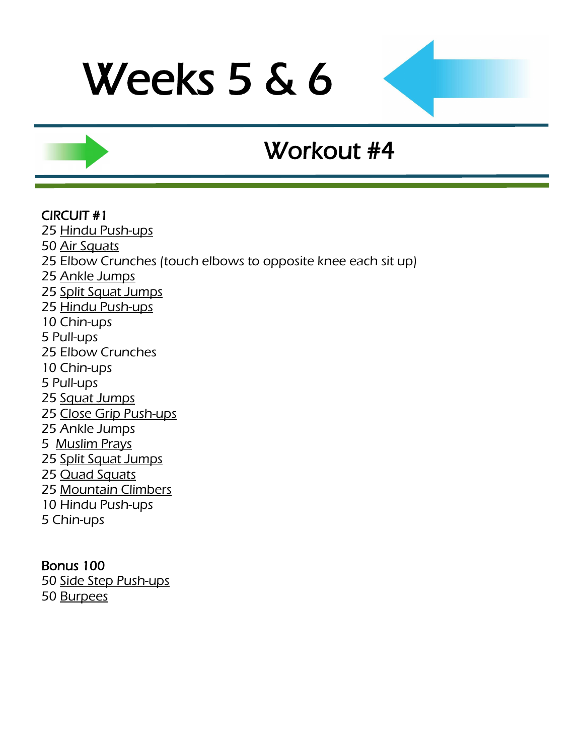# Weeks 5 & 6

## Workout #4

**CIRCUIT #1**

25 Hindu Push-ups
50 Air Squats
25 Elbow Crunches (touch elbows to opposite knee each sit up)
25 Ankle Jumps
25 Split Squat Jumps
25 Hindu Push-ups
10 Chin-ups
5 Pull-ups
25 Elbow Crunches
10 Chin-ups
5 Pull-ups
25 Squat Jumps
25 Close Grip Push-ups
25 Ankle Jumps
5 Muslim Prays
25 Split Squat Jumps
25 Quad Squats
25 Mountain Climbers
10 Hindu Push-ups
5 Chin-ups

**Bonus 100**

50 Side Step Push-ups
50 Burpees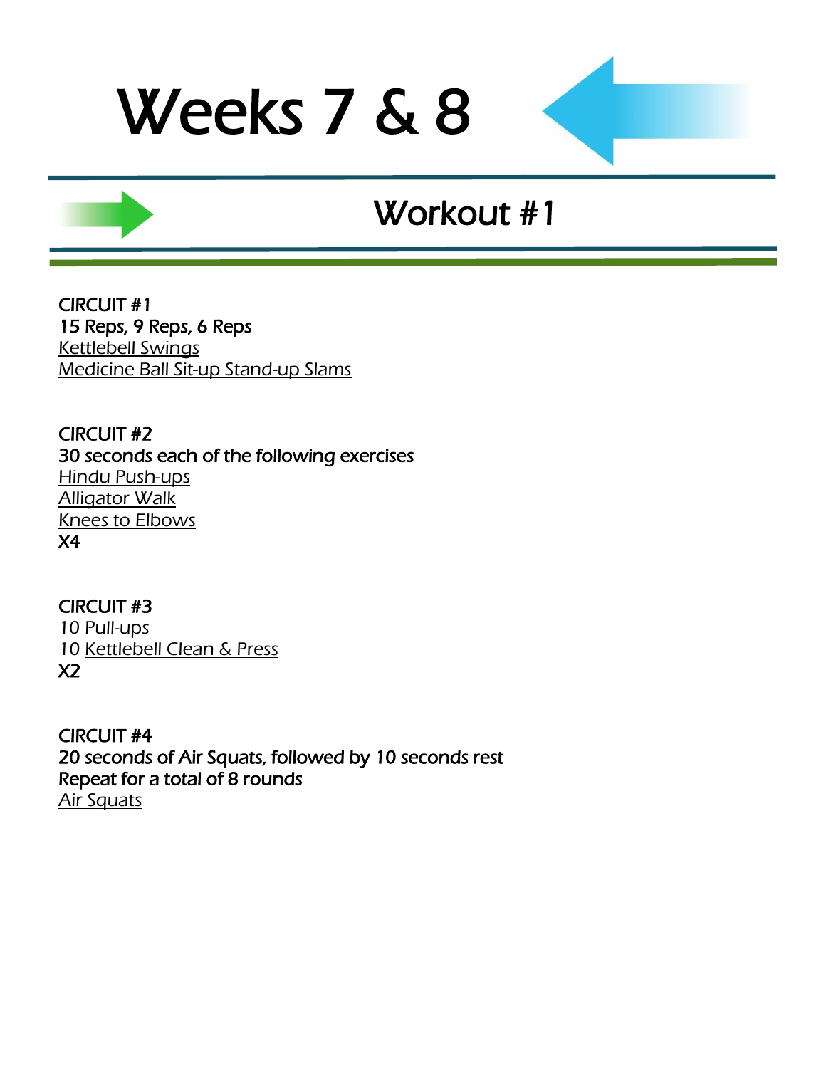# Weeks 7 & 8

## Workout #1

CIRCUIT #1
15 Reps, 9 Reps, 6 Reps
Kettlebell Swings
Medicine Ball Sit-up Stand-up Slams

CIRCUIT #2
30 seconds each of the following exercises
Hindu Push-ups
Alligator Walk
Knees to Elbows
X4

CIRCUIT #3
10 Pull-ups
10 Kettlebell Clean & Press
X2

CIRCUIT #4
20 seconds of Air Squats, followed by 10 seconds rest
Repeat for a total of 8 rounds
Air Squats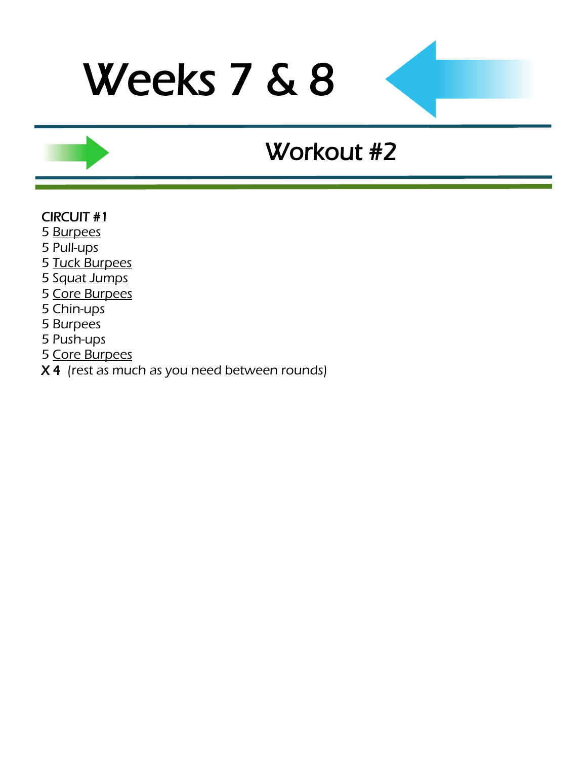# Weeks 7 & 8

## Workout #2

CIRCUIT #1

5 Burpees
5 Pull-ups
5 Tuck Burpees
5 Squat Jumps
5 Core Burpees
5 Chin-ups
5 Burpees
5 Push-ups
5 Core Burpees

X 4 (rest as much as you need between rounds)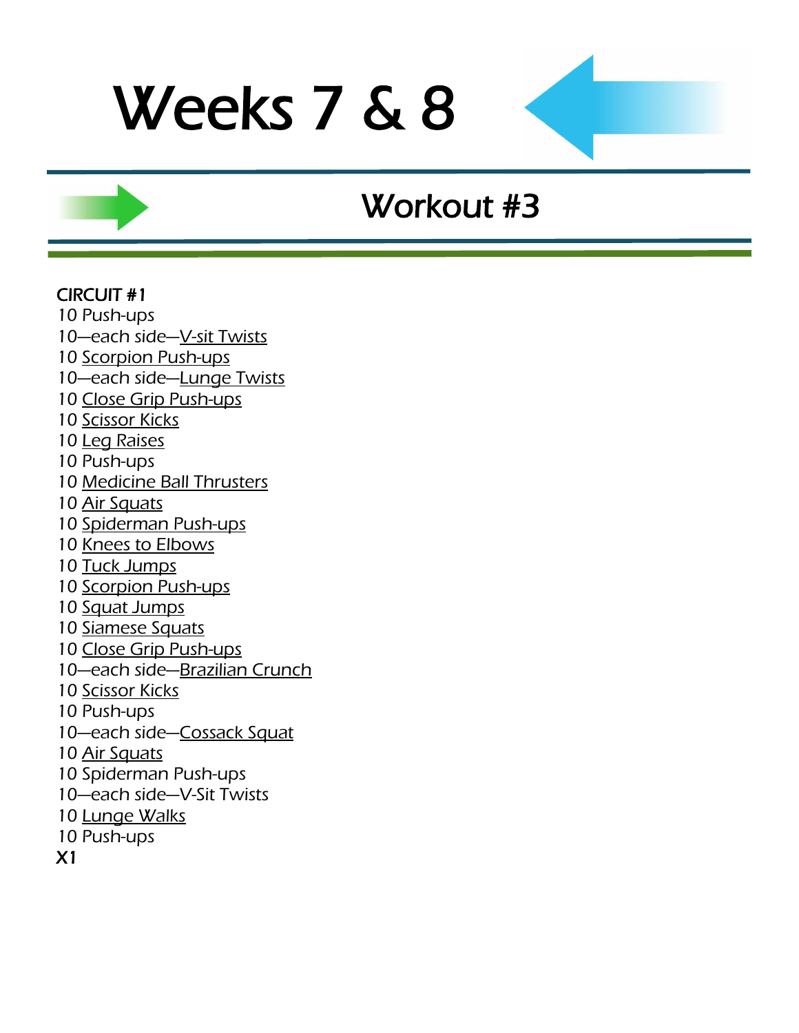# Weeks 7 & 8

## Workout #3

**CIRCUIT #1**

10 Push-ups
10—each side—V-sit Twists
10 Scorpion Push-ups
10—each side—Lunge Twists
10 Close Grip Push-ups
10 Scissor Kicks
10 Leg Raises
10 Push-ups
10 Medicine Ball Thrusters
10 Air Squats
10 Spiderman Push-ups
10 Knees to Elbows
10 Tuck Jumps
10 Scorpion Push-ups
10 Squat Jumps
10 Siamese Squats
10 Close Grip Push-ups
10—each side—Brazilian Crunch
10 Scissor Kicks
10 Push-ups
10—each side—Cossack Squat
10 Air Squats
10 Spiderman Push-ups
10—each side—V-Sit Twists
10 Lunge Walks
10 Push-ups

**X1**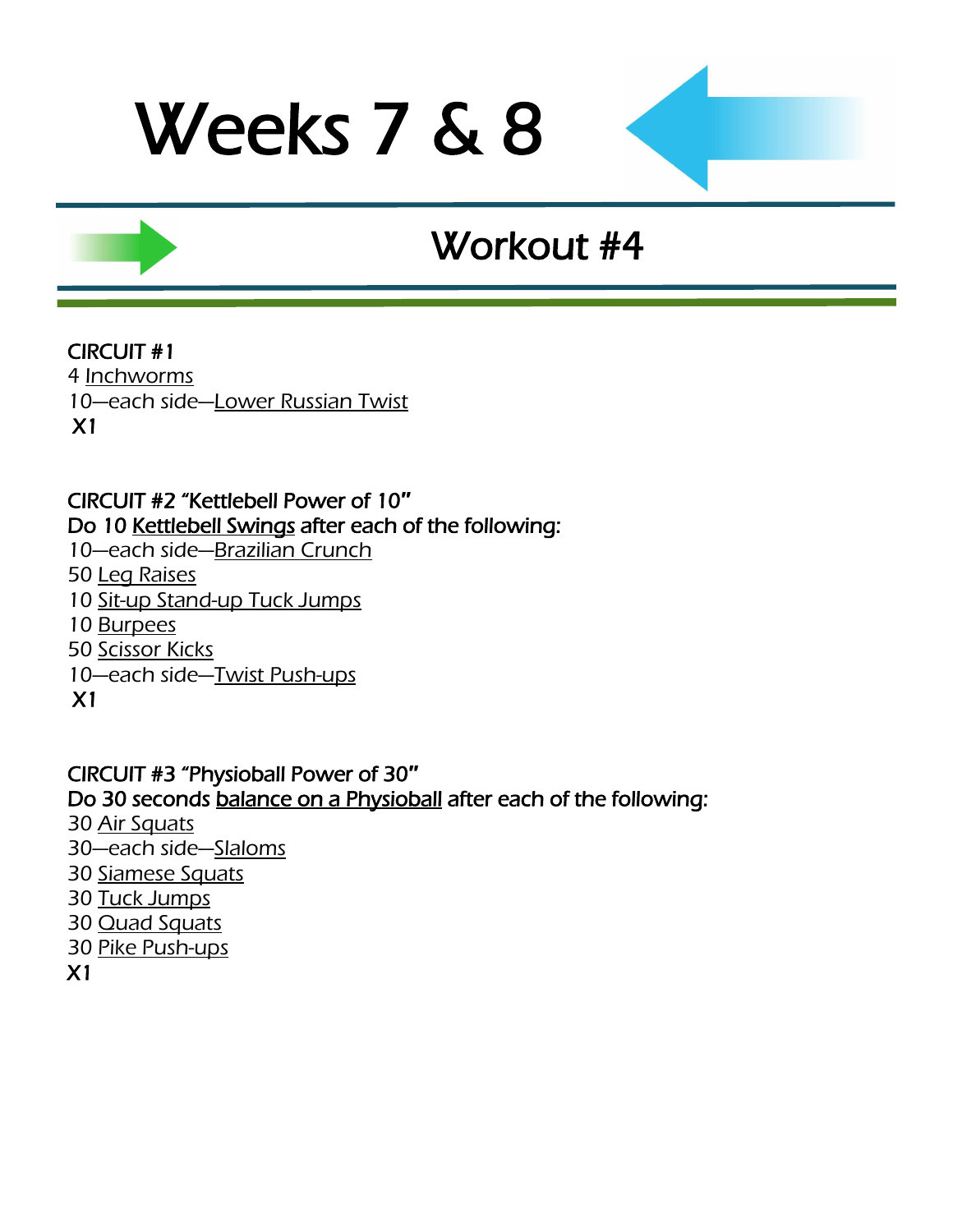# Weeks 7 & 8

## Workout #4

**CIRCUIT #1**

4 Inchworms
10—each side—Lower Russian Twist
X1

**CIRCUIT #2 "Kettlebell Power of 10"**

**Do 10 Kettlebell Swings after each of the following:**

10—each side—Brazilian Crunch
50 Leg Raises
10 Sit-up Stand-up Tuck Jumps
10 Burpees
50 Scissor Kicks
10—each side—Twist Push-ups
X1

**CIRCUIT #3 "Physioball Power of 30"**

**Do 30 seconds balance on a Physioball after each of the following:**

30 Air Squats
30—each side—Slaloms
30 Siamese Squats
30 Tuck Jumps
30 Quad Squats
30 Pike Push-ups
X1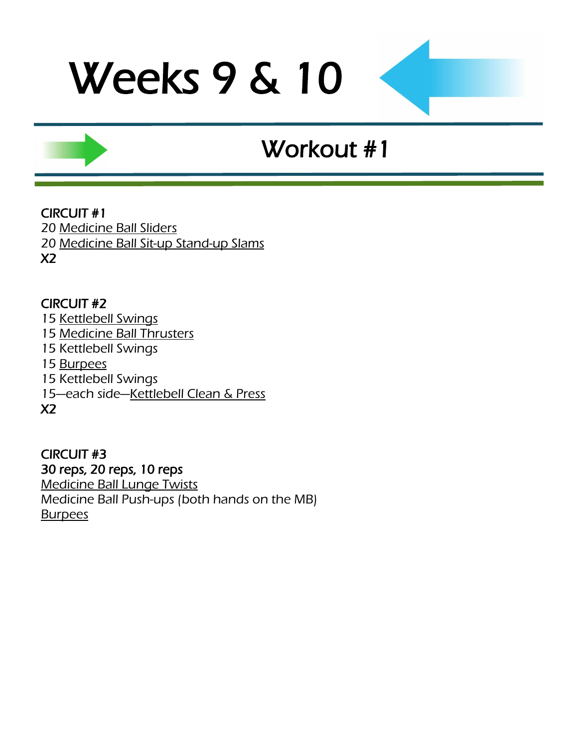# Weeks 9 & 10

## Workout #1

CIRCUIT #1
20 Medicine Ball Sliders
20 Medicine Ball Sit-up Stand-up Slams
X2

CIRCUIT #2
15 Kettlebell Swings
15 Medicine Ball Thrusters
15 Kettlebell Swings
15 Burpees
15 Kettlebell Swings
15—each side—Kettlebell Clean & Press
X2

CIRCUIT #3
30 reps, 20 reps, 10 reps
Medicine Ball Lunge Twists
Medicine Ball Push-ups (both hands on the MB)
Burpees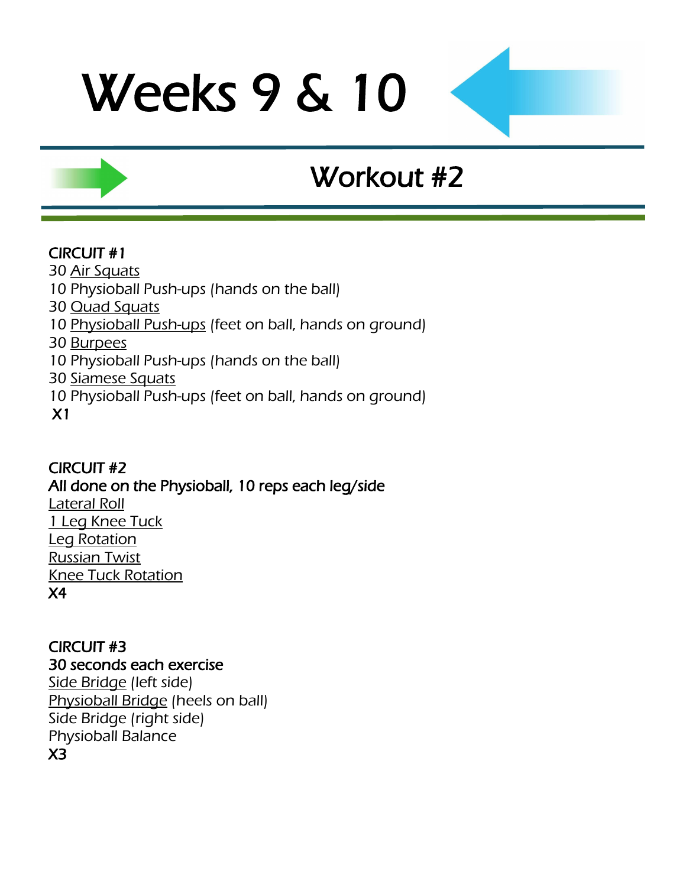# Weeks 9 & 10

## Workout #2

**CIRCUIT #1**
30 Air Squats
10 Physioball Push-ups (hands on the ball)
30 Quad Squats
10 Physioball Push-ups (feet on ball, hands on ground)
30 Burpees
10 Physioball Push-ups (hands on the ball)
30 Siamese Squats
10 Physioball Push-ups (feet on ball, hands on ground)
X1

**CIRCUIT #2**
**All done on the Physioball, 10 reps each leg/side**
Lateral Roll
1 Leg Knee Tuck
Leg Rotation
Russian Twist
Knee Tuck Rotation
X4

**CIRCUIT #3**
**30 seconds each exercise**
Side Bridge (left side)
Physioball Bridge (heels on ball)
Side Bridge (right side)
Physioball Balance
X3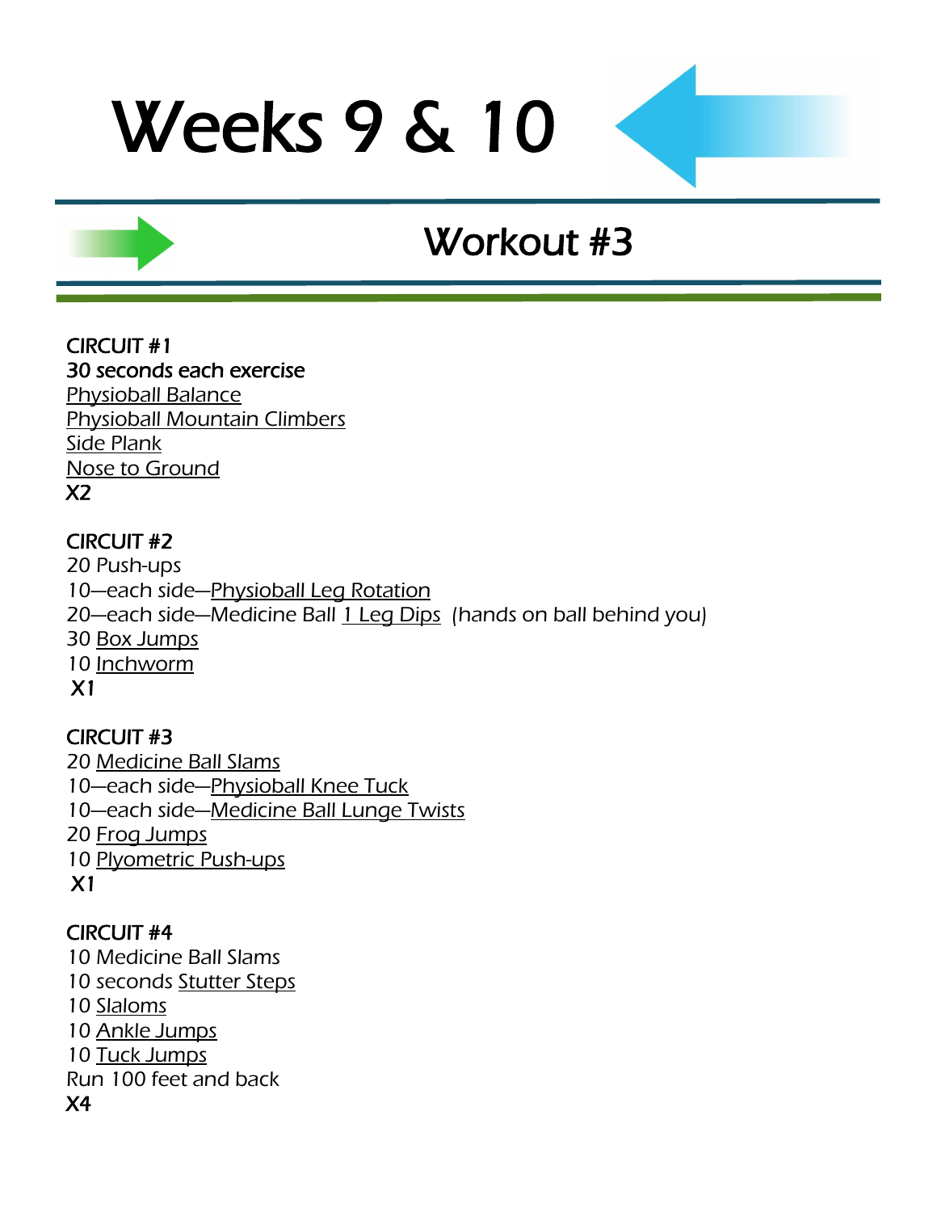# Weeks 9 & 10

## Workout #3

**CIRCUIT #1**
**30 seconds each exercise**
Physioball Balance
Physioball Mountain Climbers
Side Plank
Nose to Ground
**X2**

**CIRCUIT #2**
20 Push-ups
10—each side—Physioball Leg Rotation
20—each side—Medicine Ball 1 Leg Dips (hands on ball behind you)
30 Box Jumps
10 Inchworm
**X1**

**CIRCUIT #3**
20 Medicine Ball Slams
10—each side—Physioball Knee Tuck
10—each side—Medicine Ball Lunge Twists
20 Frog Jumps
10 Plyometric Push-ups
**X1**

**CIRCUIT #4**
10 Medicine Ball Slams
10 seconds Stutter Steps
10 Slaloms
10 Ankle Jumps
10 Tuck Jumps
Run 100 feet and back
**X4**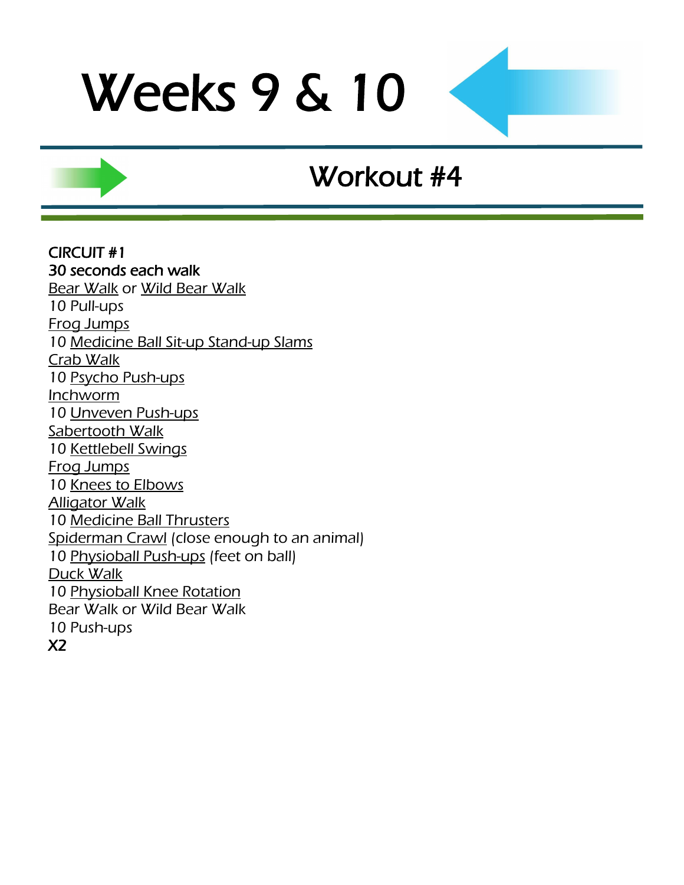# Weeks 9 & 10

## Workout #4

**CIRCUIT #1**
**30 seconds each walk**
Bear Walk or Wild Bear Walk
10 Pull-ups
Frog Jumps
10 Medicine Ball Sit-up Stand-up Slams
Crab Walk
10 Psycho Push-ups
Inchworm
10 Unveven Push-ups
Sabertooth Walk
10 Kettlebell Swings
Frog Jumps
10 Knees to Elbows
Alligator Walk
10 Medicine Ball Thrusters
Spiderman Crawl (close enough to an animal)
10 Physioball Push-ups (feet on ball)
Duck Walk
10 Physioball Knee Rotation
Bear Walk or Wild Bear Walk
10 Push-ups
**X2**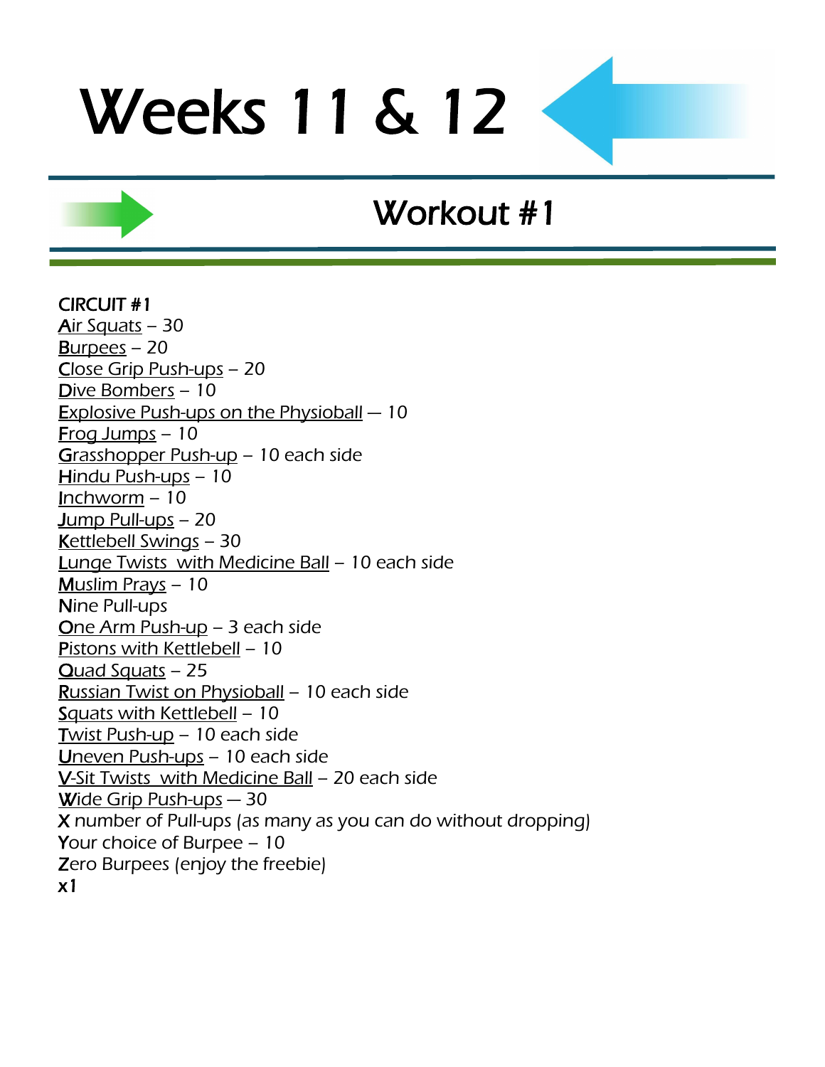# Weeks 11 & 12

## Workout #1

**CIRCUIT #1**

Air Squats – 30
Burpees – 20
Close Grip Push-ups – 20
Dive Bombers – 10
Explosive Push-ups on the Physioball — 10
Frog Jumps – 10
Grasshopper Push-up – 10 each side
Hindu Push-ups – 10
Inchworm – 10
Jump Pull-ups – 20
Kettlebell Swings – 30
Lunge Twists with Medicine Ball – 10 each side
Muslim Prays – 10
Nine Pull-ups
One Arm Push-up – 3 each side
Pistons with Kettlebell – 10
Quad Squats – 25
Russian Twist on Physioball – 10 each side
Squats with Kettlebell – 10
Twist Push-up – 10 each side
Uneven Push-ups – 10 each side
V-Sit Twists with Medicine Ball – 20 each side
Wide Grip Push-ups — 30
X number of Pull-ups (as many as you can do without dropping)
Your choice of Burpee – 10
Zero Burpees (enjoy the freebie)
**x1**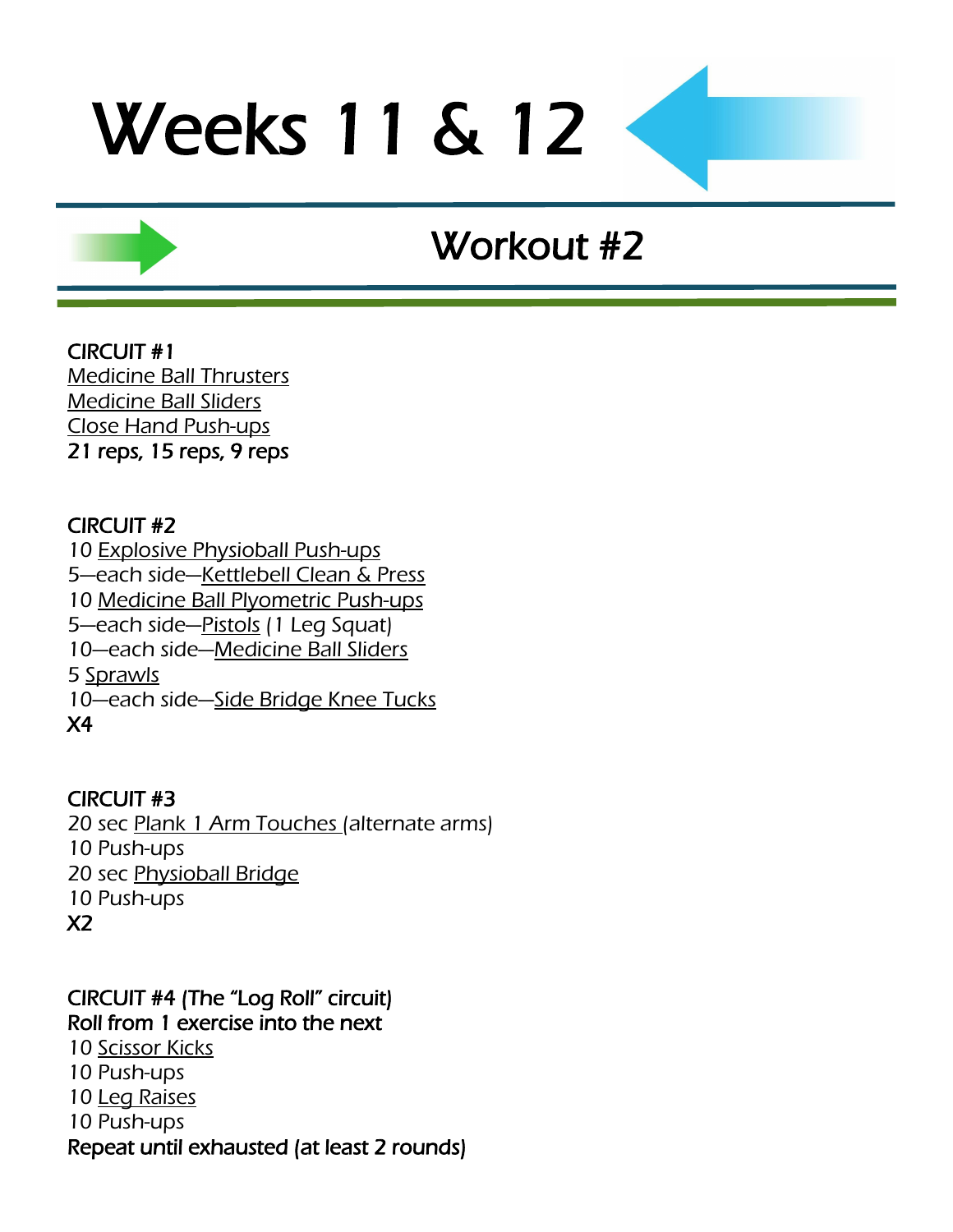# Weeks 11 & 12

## Workout #2

**CIRCUIT #1**
Medicine Ball Thrusters
Medicine Ball Sliders
Close Hand Push-ups
**21 reps, 15 reps, 9 reps**

**CIRCUIT #2**
10 Explosive Physioball Push-ups
5—each side—Kettlebell Clean & Press
10 Medicine Ball Plyometric Push-ups
5—each side—Pistols (1 Leg Squat)
10—each side—Medicine Ball Sliders
5 Sprawls
10—each side—Side Bridge Knee Tucks
**X4**

**CIRCUIT #3**
20 sec Plank 1 Arm Touches (alternate arms)
10 Push-ups
20 sec Physioball Bridge
10 Push-ups
**X2**

**CIRCUIT #4 (The "Log Roll" circuit)**
**Roll from 1 exercise into the next**
10 Scissor Kicks
10 Push-ups
10 Leg Raises
10 Push-ups
**Repeat until exhausted (at least 2 rounds)**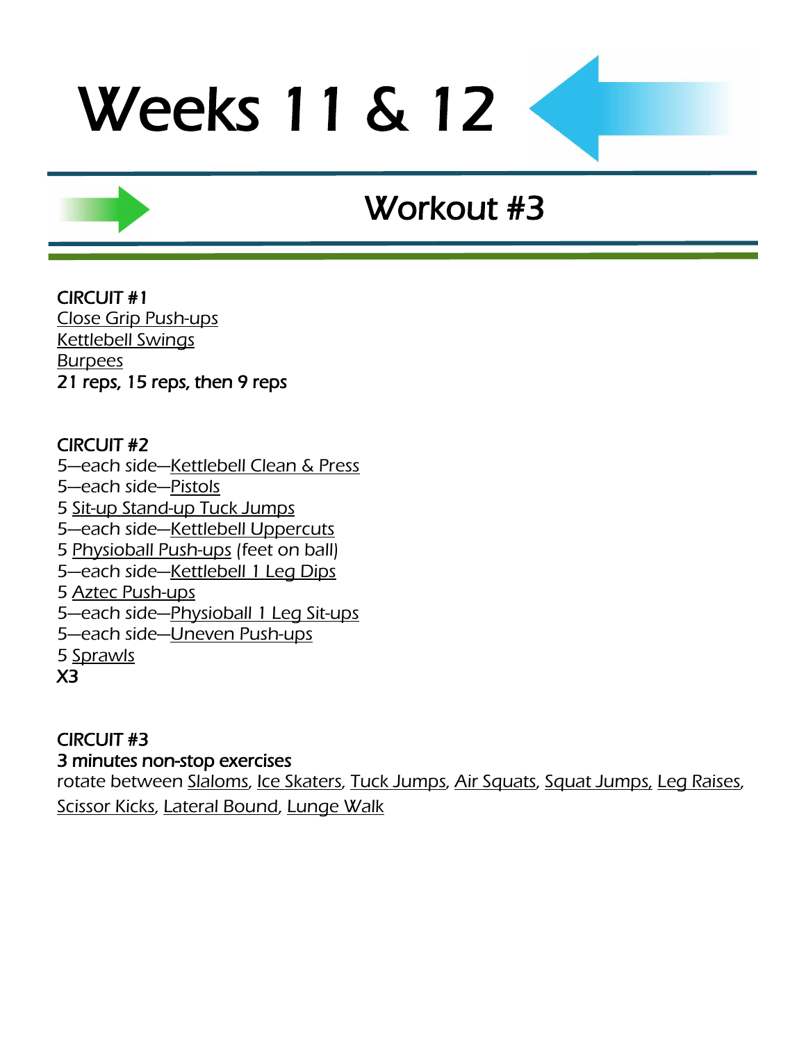# Weeks 11 & 12

## Workout #3

**CIRCUIT #1**
Close Grip Push-ups
Kettlebell Swings
Burpees
21 reps, 15 reps, then 9 reps

**CIRCUIT #2**
5—each side—Kettlebell Clean & Press
5—each side—Pistols
5 Sit-up Stand-up Tuck Jumps
5—each side—Kettlebell Uppercuts
5 Physioball Push-ups (feet on ball)
5—each side—Kettlebell 1 Leg Dips
5 Aztec Push-ups
5—each side—Physioball 1 Leg Sit-ups
5—each side—Uneven Push-ups
5 Sprawls
X3

**CIRCUIT #3**
3 minutes non-stop exercises
rotate between Slaloms, Ice Skaters, Tuck Jumps, Air Squats, Squat Jumps, Leg Raises, Scissor Kicks, Lateral Bound, Lunge Walk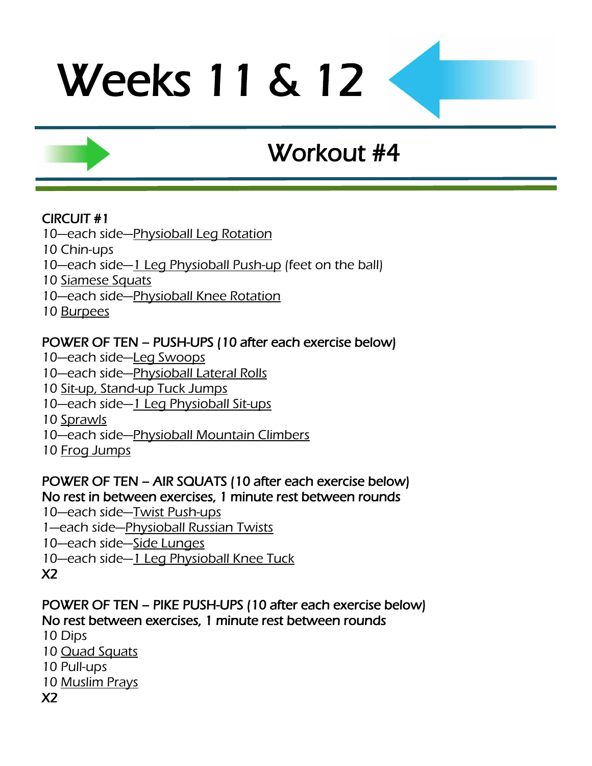# Weeks 11 & 12

## Workout #4

**CIRCUIT #1**
10—each side—Physioball Leg Rotation
10 Chin-ups
10—each side—1 Leg Physioball Push-up (feet on the ball)
10 Siamese Squats
10—each side—Physioball Knee Rotation
10 Burpees

**POWER OF TEN – PUSH-UPS (10 after each exercise below)**
10—each side—Leg Swoops
10—each side—Physioball Lateral Rolls
10 Sit-up, Stand-up Tuck Jumps
10—each side—1 Leg Physioball Sit-ups
10 Sprawls
10—each side—Physioball Mountain Climbers
10 Frog Jumps

**POWER OF TEN – AIR SQUATS (10 after each exercise below)**
**No rest in between exercises, 1 minute rest between rounds**
10—each side—Twist Push-ups
1—each side—Physioball Russian Twists
10—each side—Side Lunges
10—each side—1 Leg Physioball Knee Tuck
**X2**

**POWER OF TEN – PIKE PUSH-UPS (10 after each exercise below)**
**No rest between exercises, 1 minute rest between rounds**
10 Dips
10 Quad Squats
10 Pull-ups
10 Muslim Prays
**X2**